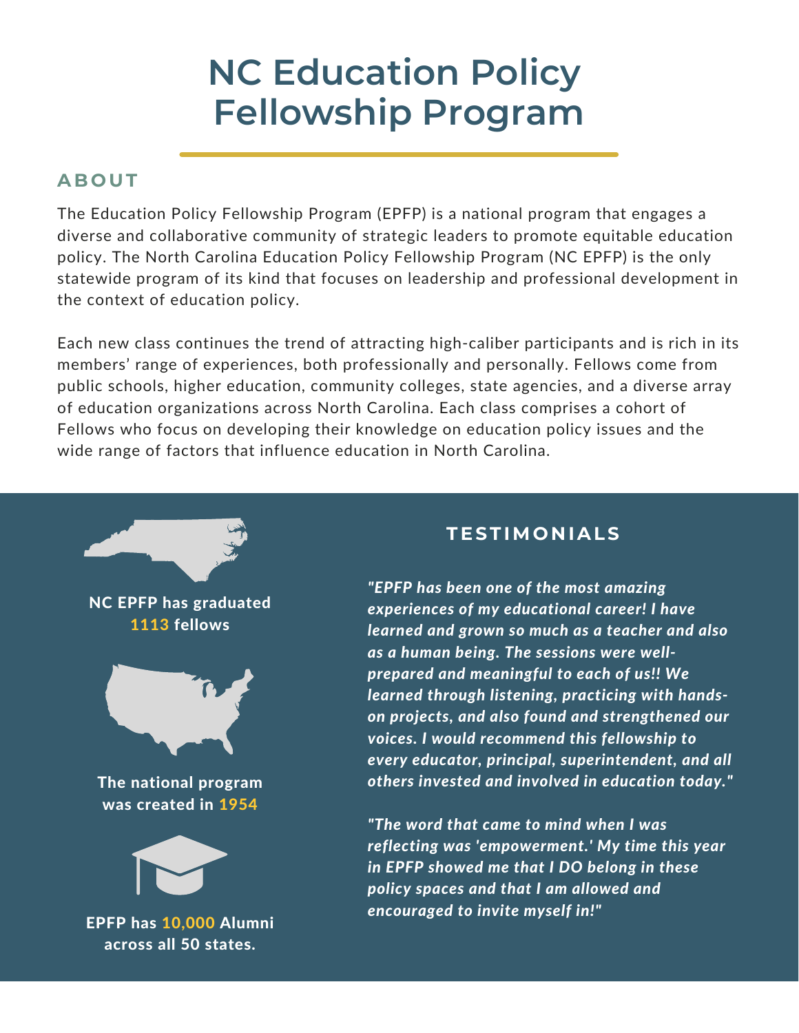# NC Education Policy Fellowship Program

## ABOUT

The Education Policy Fellowship Program (EPFP) is a national program that engages a diverse and collaborative community of strategic leaders to promote equitable education policy. The North Carolina Education Policy Fellowship Program (NC EPFP) is the only statewide program of its kind that focuses on leadership and professional development in the context of education policy.

Each new class continues the trend of attracting high-caliber participants and is rich in its members' range of experiences, both professionally and personally. Fellows come from public schools, higher education, community colleges, state agencies, and a diverse array of education organizations across North Carolina. Each class comprises a cohort of Fellows who focus on developing their knowledge on education policy issues and the wide range of factors that influence education in North Carolina.

**NC EPFP has graduated 1113 fellows**

**The national program was created in 1954**

**EPFP has 10,000 Alumni across all 50 states.**

## TESTIMONIALS

***"EPFP has been one of the most amazing experiences of my educational career! I have learned and grown so much as a teacher and also as a human being. The sessions were well-prepared and meaningful to each of us!! We learned through listening, practicing with hands-on projects, and also found and strengthened our voices. I would recommend this fellowship to every educator, principal, superintendent, and all others invested and involved in education today."***

***"The word that came to mind when I was reflecting was 'empowerment.' My time this year in EPFP showed me that I DO belong in these policy spaces and that I am allowed and encouraged to invite myself in!"***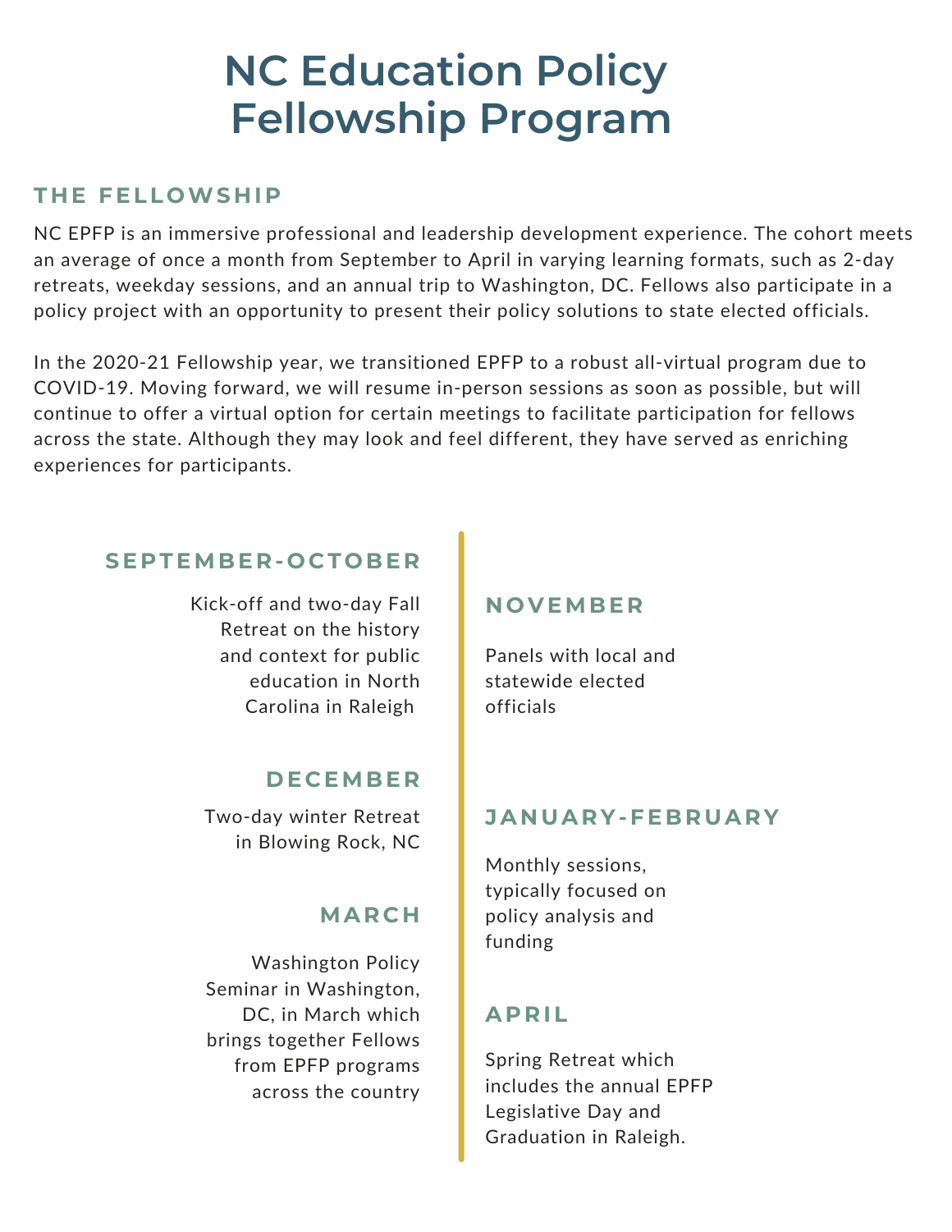# NC Education Policy Fellowship Program

## THE FELLOWSHIP

NC EPFP is an immersive professional and leadership development experience. The cohort meets an average of once a month from September to April in varying learning formats, such as 2-day retreats, weekday sessions, and an annual trip to Washington, DC. Fellows also participate in a policy project with an opportunity to present their policy solutions to state elected officials.

In the 2020-21 Fellowship year, we transitioned EPFP to a robust all-virtual program due to COVID-19. Moving forward, we will resume in-person sessions as soon as possible, but will continue to offer a virtual option for certain meetings to facilitate participation for fellows across the state. Although they may look and feel different, they have served as enriching experiences for participants.

### SEPTEMBER-OCTOBER

Kick-off and two-day Fall Retreat on the history and context for public education in North Carolina in Raleigh

### NOVEMBER

Panels with local and statewide elected officials

### DECEMBER

Two-day winter Retreat in Blowing Rock, NC

### JANUARY-FEBRUARY

Monthly sessions, typically focused on policy analysis and funding

### MARCH

Washington Policy Seminar in Washington, DC, in March which brings together Fellows from EPFP programs across the country

### APRIL

Spring Retreat which includes the annual EPFP Legislative Day and Graduation in Raleigh.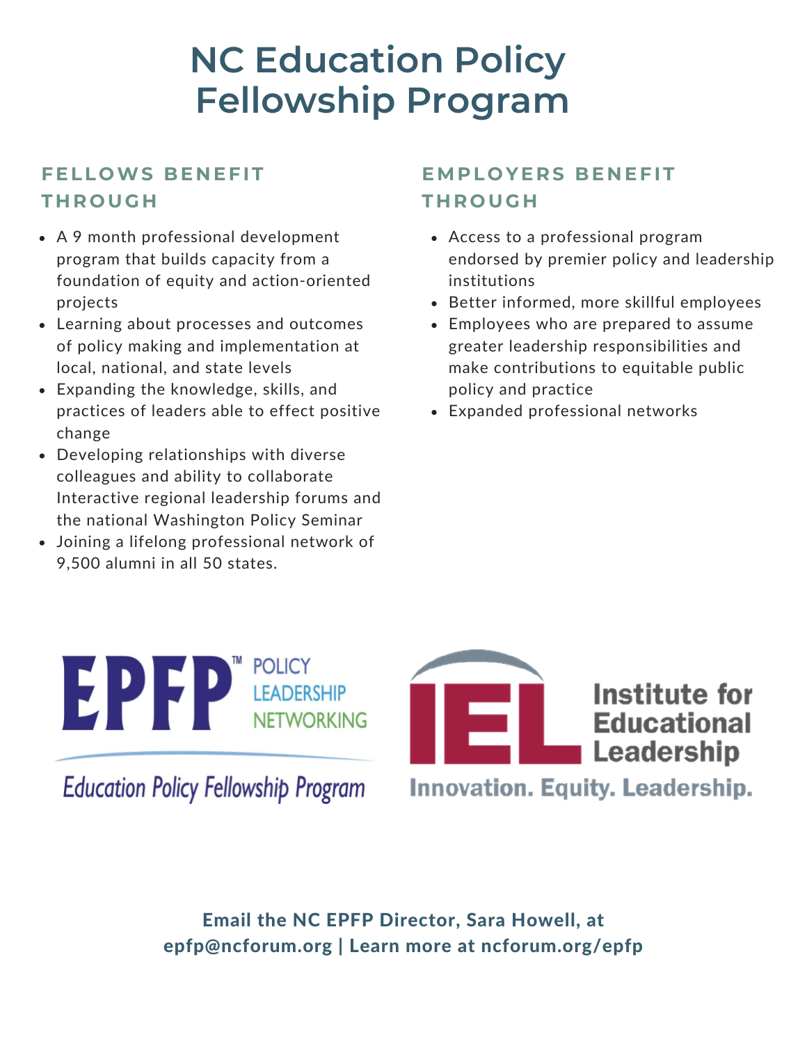# NC Education Policy Fellowship Program

## FELLOWS BENEFIT THROUGH

- A 9 month professional development program that builds capacity from a foundation of equity and action-oriented projects
- Learning about processes and outcomes of policy making and implementation at local, national, and state levels
- Expanding the knowledge, skills, and practices of leaders able to effect positive change
- Developing relationships with diverse colleagues and ability to collaborate Interactive regional leadership forums and the national Washington Policy Seminar
- Joining a lifelong professional network of 9,500 alumni in all 50 states.

## EMPLOYERS BENEFIT THROUGH

- Access to a professional program endorsed by premier policy and leadership institutions
- Better informed, more skillful employees
- Employees who are prepared to assume greater leadership responsibilities and make contributions to equitable public policy and practice
- Expanded professional networks

EPFP™ POLICY LEADERSHIP NETWORKING

Education Policy Fellowship Program

IEL Institute for Educational Leadership

Innovation. Equity. Leadership.

**Email the NC EPFP Director, Sara Howell, at epfp@ncforum.org | Learn more at ncforum.org/epfp**